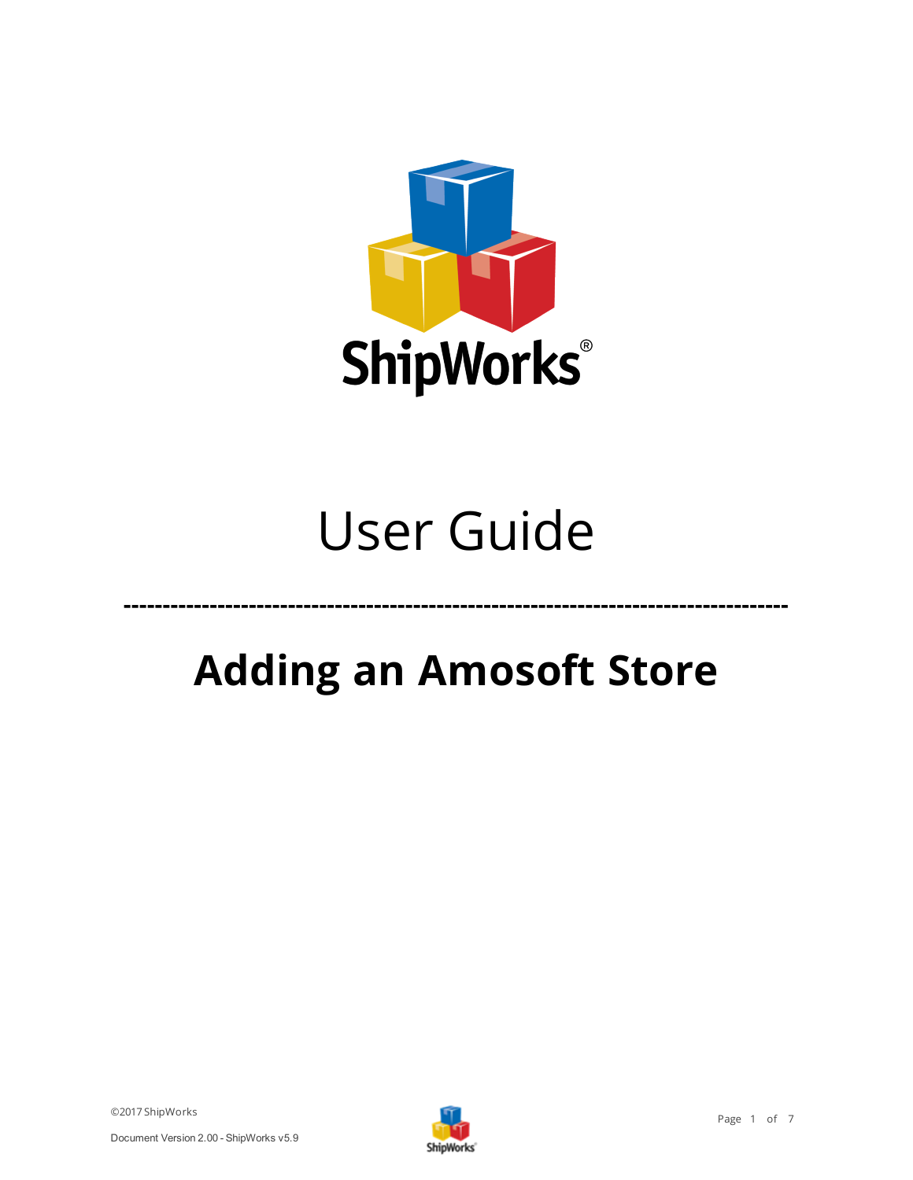ShipWorks®

# User Guide

---

## Adding an Amosoft Store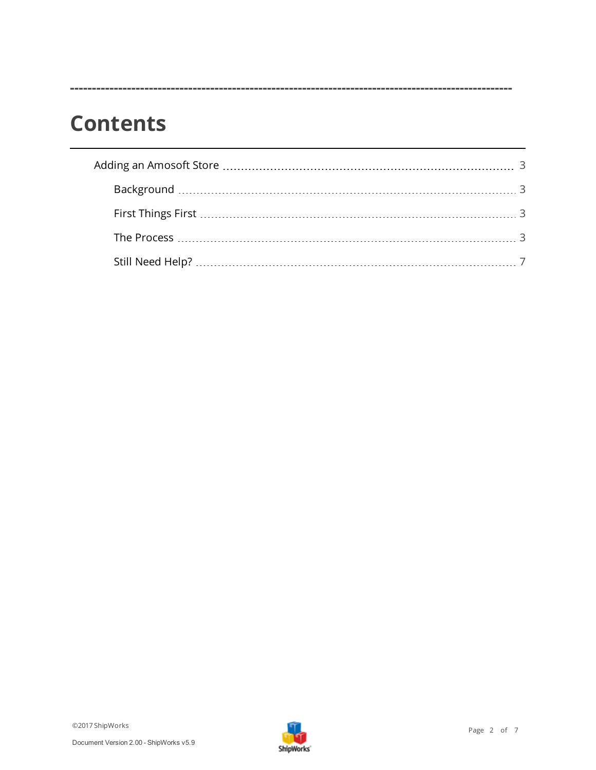# Contents

- Adding an Amosoft Store ........ 3
  - Background ........ 3
  - First Things First ........ 3
  - The Process ........ 3
  - Still Need Help? ........ 7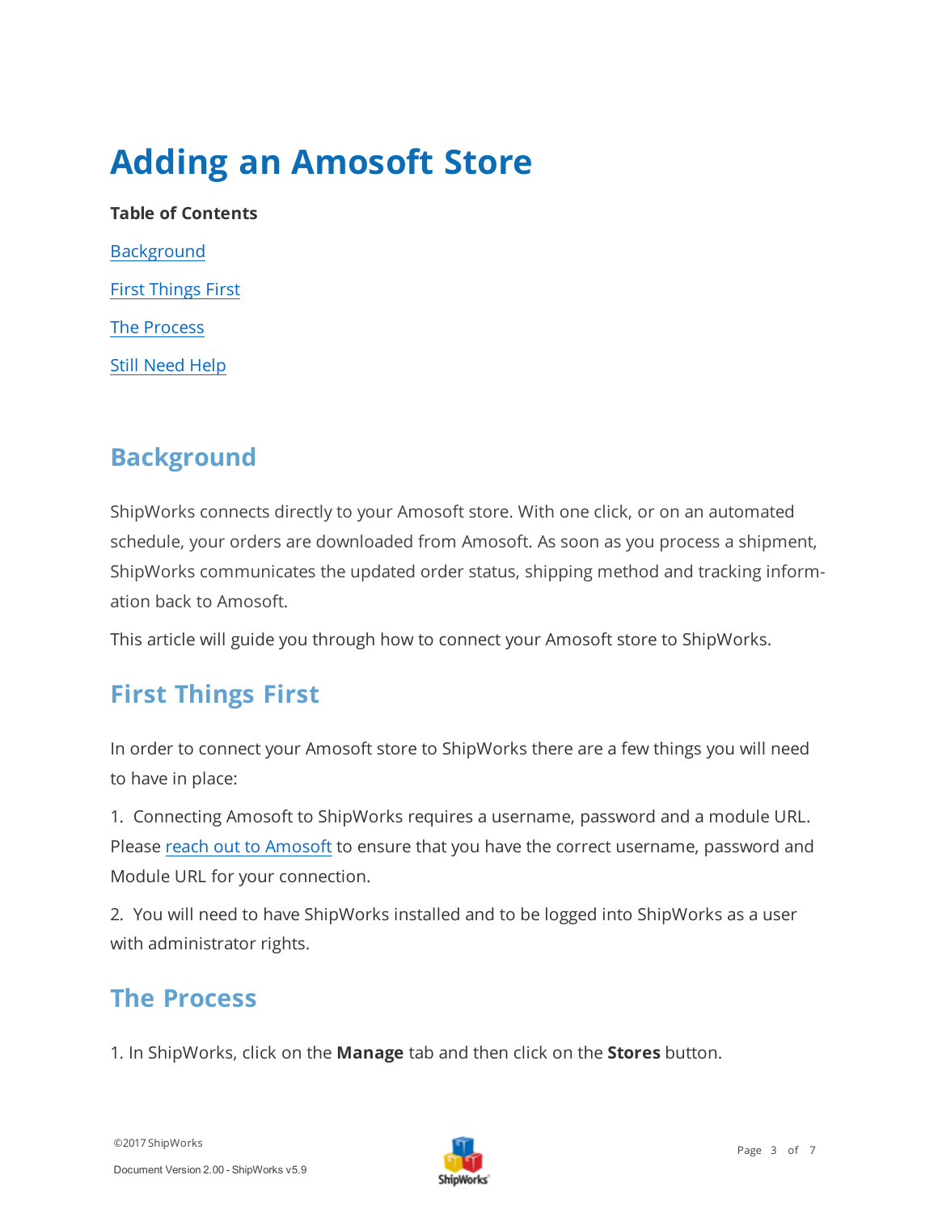# Adding an Amosoft Store

**Table of Contents**

[Background](#background)

[First Things First](#first-things-first)

[The Process](#the-process)

[Still Need Help](#still-need-help)

## Background

ShipWorks connects directly to your Amosoft store. With one click, or on an automated schedule, your orders are downloaded from Amosoft. As soon as you process a shipment, ShipWorks communicates the updated order status, shipping method and tracking information back to Amosoft.

This article will guide you through how to connect your Amosoft store to ShipWorks.

## First Things First

In order to connect your Amosoft store to ShipWorks there are a few things you will need to have in place:

1. Connecting Amosoft to ShipWorks requires a username, password and a module URL. Please reach out to Amosoft to ensure that you have the correct username, password and Module URL for your connection.

2. You will need to have ShipWorks installed and to be logged into ShipWorks as a user with administrator rights.

## The Process

1. In ShipWorks, click on the **Manage** tab and then click on the **Stores** button.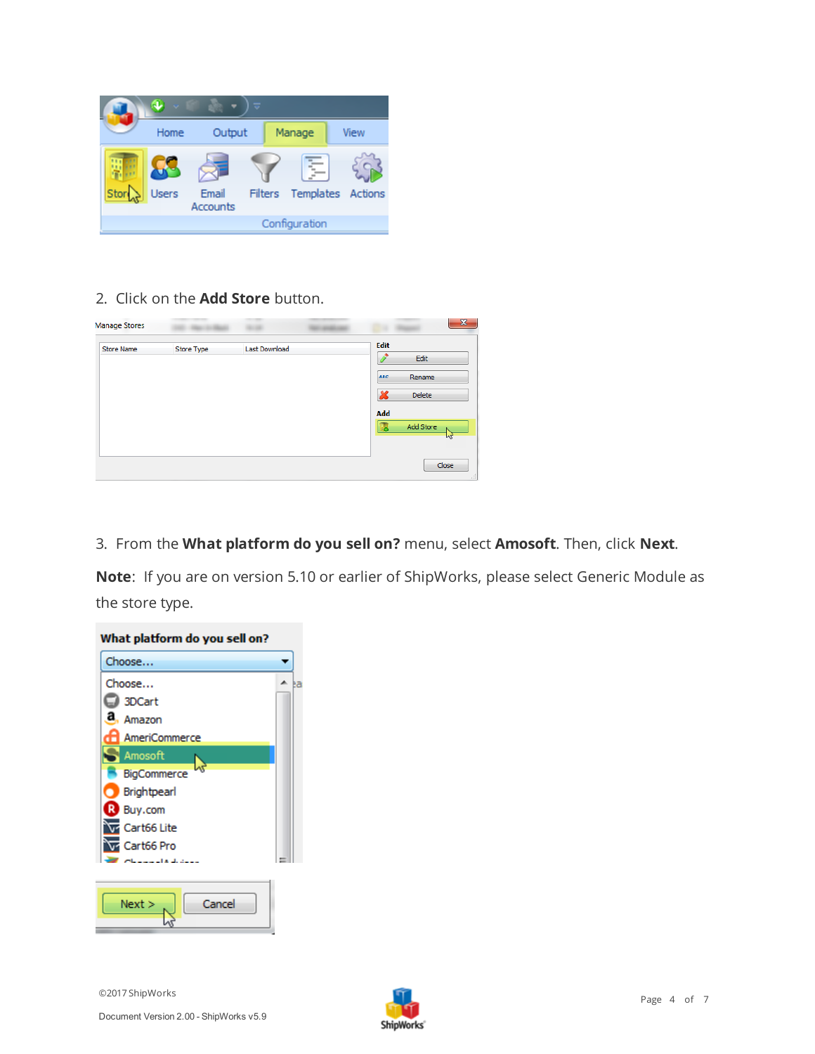2. Click on the **Add Store** button.

3. From the **What platform do you sell on?** menu, select **Amosoft**. Then, click **Next**.

**Note**: If you are on version 5.10 or earlier of ShipWorks, please select Generic Module as the store type.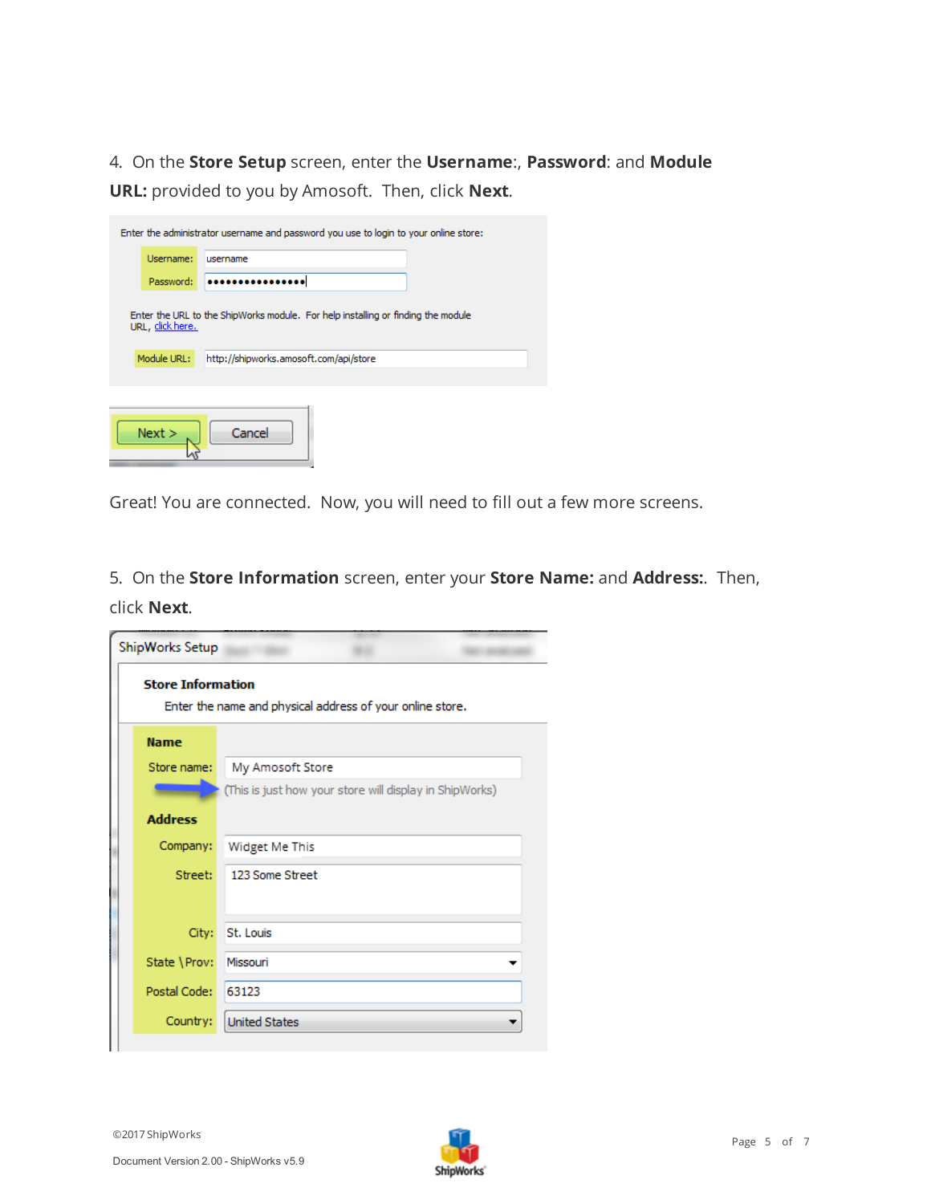4. On the **Store Setup** screen, enter the **Username**:, **Password**: and **Module URL:** provided to you by Amosoft. Then, click **Next**.

Enter the administrator username and password you use to login to your online store:

Username: username

Password: ••••••••••••••••

Enter the URL to the ShipWorks module. For help installing or finding the module URL, click here.

Module URL: http://shipworks.amosoft.com/api/store

Next > Cancel

Great! You are connected. Now, you will need to fill out a few more screens.

5. On the **Store Information** screen, enter your **Store Name:** and **Address:**. Then, click **Next**.

ShipWorks Setup

**Store Information**

Enter the name and physical address of your online store.

**Name**

Store name: My Amosoft Store

(This is just how your store will display in ShipWorks)

**Address**

Company: Widget Me This

Street: 123 Some Street

City: St. Louis

State \ Prov: Missouri

Postal Code: 63123

Country: United States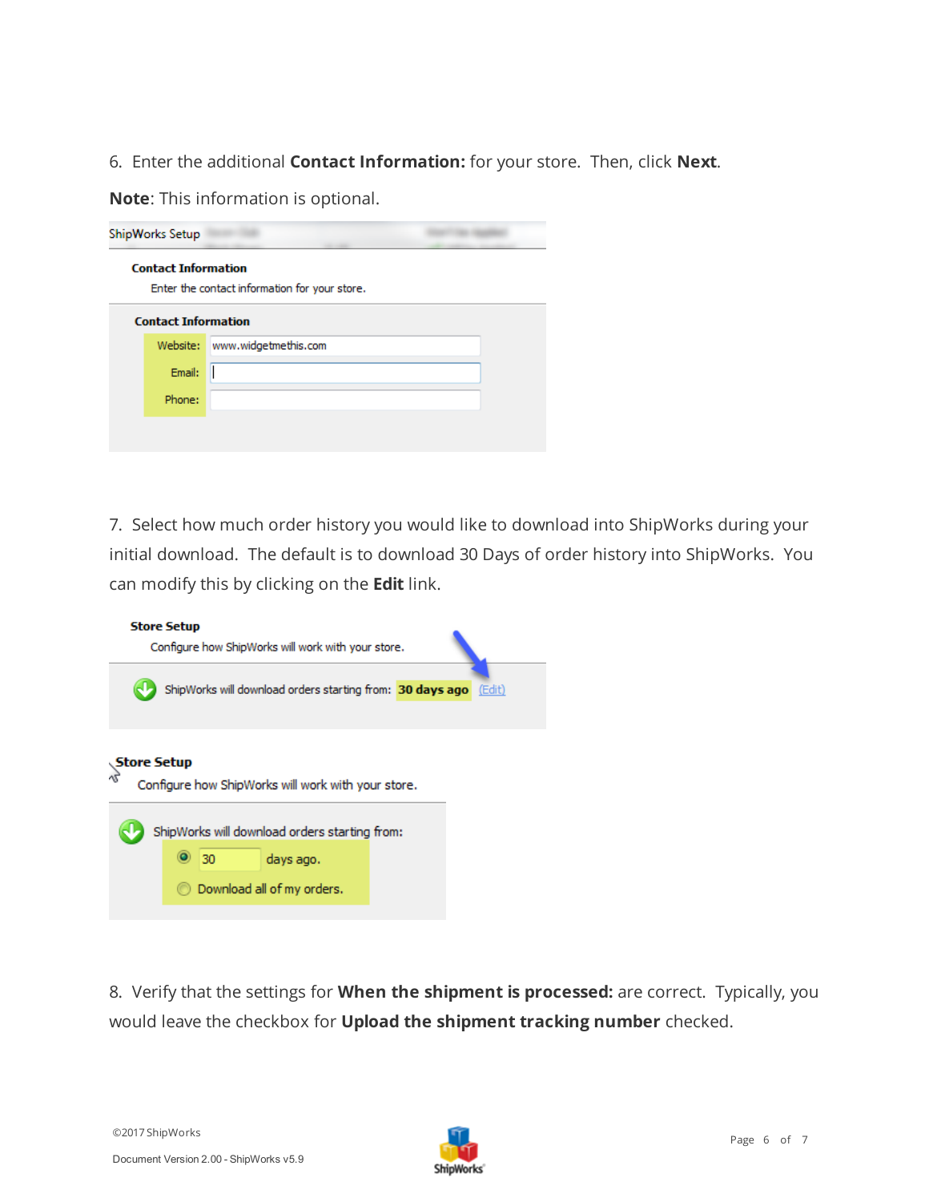6. Enter the additional **Contact Information:** for your store. Then, click **Next**.

**Note**: This information is optional.

ShipWorks Setup

**Contact Information**

Enter the contact information for your store.

**Contact Information**

Website: www.widgetmethis.com

Email:

Phone:

7. Select how much order history you would like to download into ShipWorks during your initial download. The default is to download 30 Days of order history into ShipWorks. You can modify this by clicking on the **Edit** link.

**Store Setup**

Configure how ShipWorks will work with your store.

ShipWorks will download orders starting from: **30 days ago** (Edit)

**Store Setup**

Configure how ShipWorks will work with your store.

ShipWorks will download orders starting from:

- 30 days ago.
- Download all of my orders.

8. Verify that the settings for **When the shipment is processed:** are correct. Typically, you would leave the checkbox for **Upload the shipment tracking number** checked.

©2017 ShipWorks

Document Version 2.00 - ShipWorks v5.9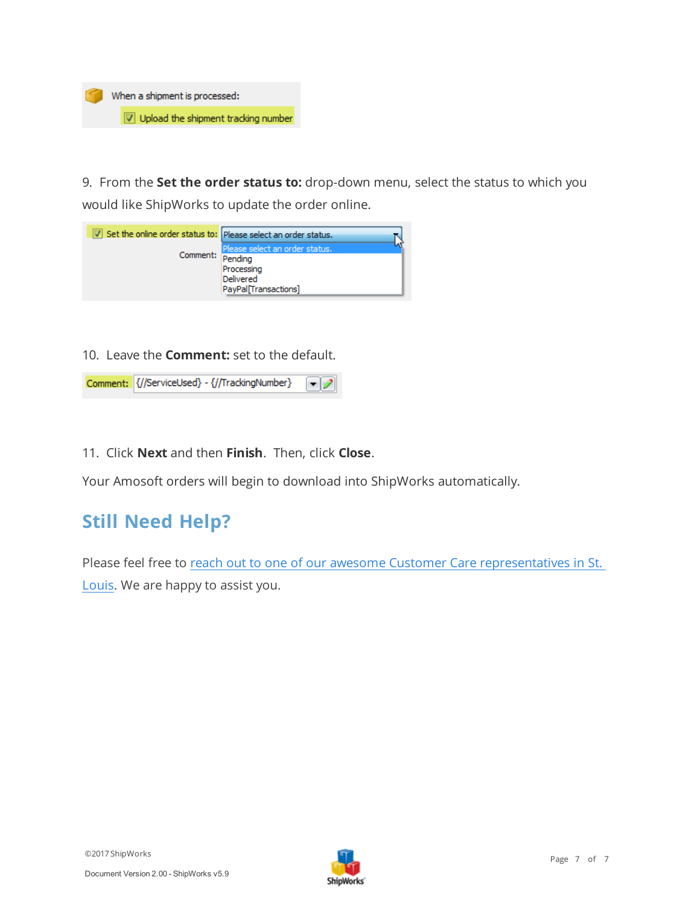9. From the **Set the order status to:** drop-down menu, select the status to which you would like ShipWorks to update the order online.

10. Leave the **Comment:** set to the default.

11. Click **Next** and then **Finish**. Then, click **Close**.

Your Amosoft orders will begin to download into ShipWorks automatically.

## Still Need Help?

Please feel free to [reach out to one of our awesome Customer Care representatives in St. Louis](). We are happy to assist you.

©2017 ShipWorks

Document Version 2.00 - ShipWorks v5.9